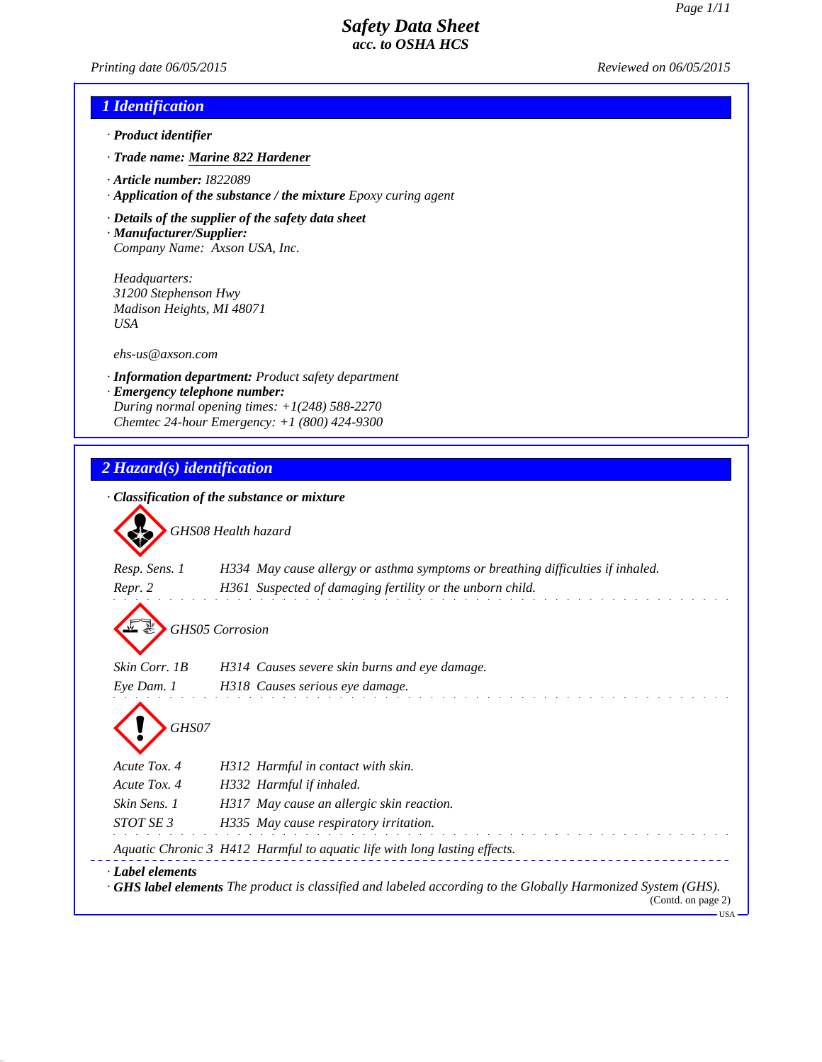# Safety Data Sheet
**acc. to OSHA HCS**

*Printing date 06/05/2015* *Reviewed on 06/05/2015*

## 1 Identification

· **Product identifier**

· **Trade name:** Marine 822 Hardener

· **Article number:** I822089

· **Application of the substance / the mixture** Epoxy curing agent

· **Details of the supplier of the safety data sheet**

· **Manufacturer/Supplier:**
Company Name: Axson USA, Inc.

Headquarters:
31200 Stephenson Hwy
Madison Heights, MI 48071
USA

ehs-us@axson.com

· **Information department:** Product safety department

· **Emergency telephone number:**
During normal opening times: +1(248) 588-2270
Chemtec 24-hour Emergency: +1 (800) 424-9300

## 2 Hazard(s) identification

· **Classification of the substance or mixture**

GHS08 Health hazard

| | |
|---|---|
| Resp. Sens. 1 | H334 May cause allergy or asthma symptoms or breathing difficulties if inhaled. |
| Repr. 2 | H361 Suspected of damaging fertility or the unborn child. |

GHS05 Corrosion

| | |
|---|---|
| Skin Corr. 1B | H314 Causes severe skin burns and eye damage. |
| Eye Dam. 1 | H318 Causes serious eye damage. |

GHS07

| | |
|---|---|
| Acute Tox. 4 | H312 Harmful in contact with skin. |
| Acute Tox. 4 | H332 Harmful if inhaled. |
| Skin Sens. 1 | H317 May cause an allergic skin reaction. |
| STOT SE 3 | H335 May cause respiratory irritation. |

| | |
|---|---|
| Aquatic Chronic 3 | H412 Harmful to aquatic life with long lasting effects. |

· **Label elements**

· **GHS label elements** The product is classified and labeled according to the Globally Harmonized System (GHS).

(Contd. on page 2)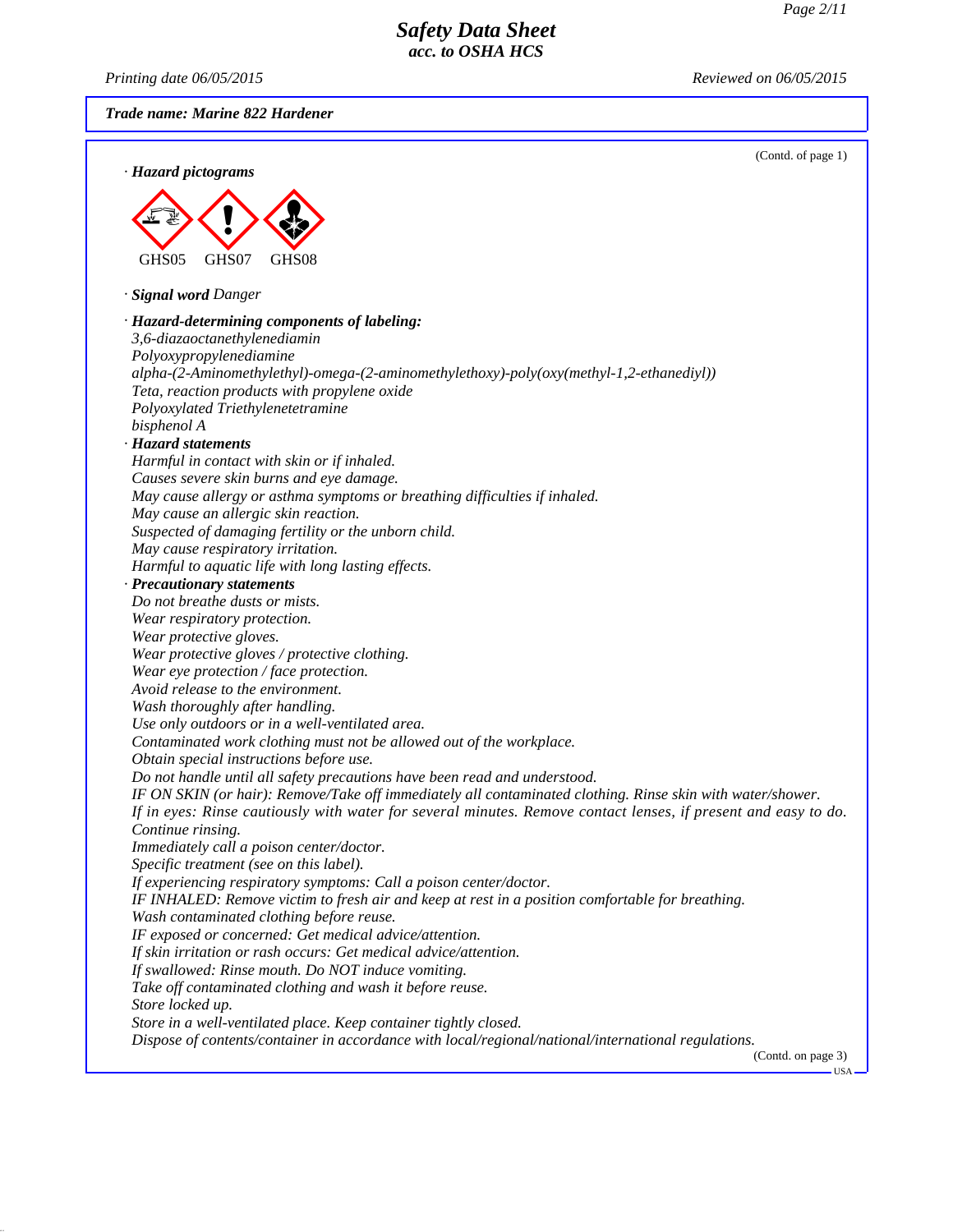Trade name: Marine 822 Hardener

(Contd. of page 1)

· **Hazard pictograms**

GHS05 GHS07 GHS08

· **Signal word** Danger

· **Hazard-determining components of labeling:**
3,6-diazaoctanethylenediamin
Polyoxypropylenediamine
alpha-(2-Aminomethylethyl)-omega-(2-aminomethylethoxy)-poly(oxy(methyl-1,2-ethanediyl))
Teta, reaction products with propylene oxide
Polyoxylated Triethylenetetramine
bisphenol A

· **Hazard statements**
Harmful in contact with skin or if inhaled.
Causes severe skin burns and eye damage.
May cause allergy or asthma symptoms or breathing difficulties if inhaled.
May cause an allergic skin reaction.
Suspected of damaging fertility or the unborn child.
May cause respiratory irritation.
Harmful to aquatic life with long lasting effects.

· **Precautionary statements**
Do not breathe dusts or mists.
Wear respiratory protection.
Wear protective gloves.
Wear protective gloves / protective clothing.
Wear eye protection / face protection.
Avoid release to the environment.
Wash thoroughly after handling.
Use only outdoors or in a well-ventilated area.
Contaminated work clothing must not be allowed out of the workplace.
Obtain special instructions before use.
Do not handle until all safety precautions have been read and understood.
IF ON SKIN (or hair): Remove/Take off immediately all contaminated clothing. Rinse skin with water/shower.
If in eyes: Rinse cautiously with water for several minutes. Remove contact lenses, if present and easy to do. Continue rinsing.
Immediately call a poison center/doctor.
Specific treatment (see on this label).
If experiencing respiratory symptoms: Call a poison center/doctor.
IF INHALED: Remove victim to fresh air and keep at rest in a position comfortable for breathing.
Wash contaminated clothing before reuse.
IF exposed or concerned: Get medical advice/attention.
If skin irritation or rash occurs: Get medical advice/attention.
If swallowed: Rinse mouth. Do NOT induce vomiting.
Take off contaminated clothing and wash it before reuse.
Store locked up.
Store in a well-ventilated place. Keep container tightly closed.
Dispose of contents/container in accordance with local/regional/national/international regulations.

(Contd. on page 3)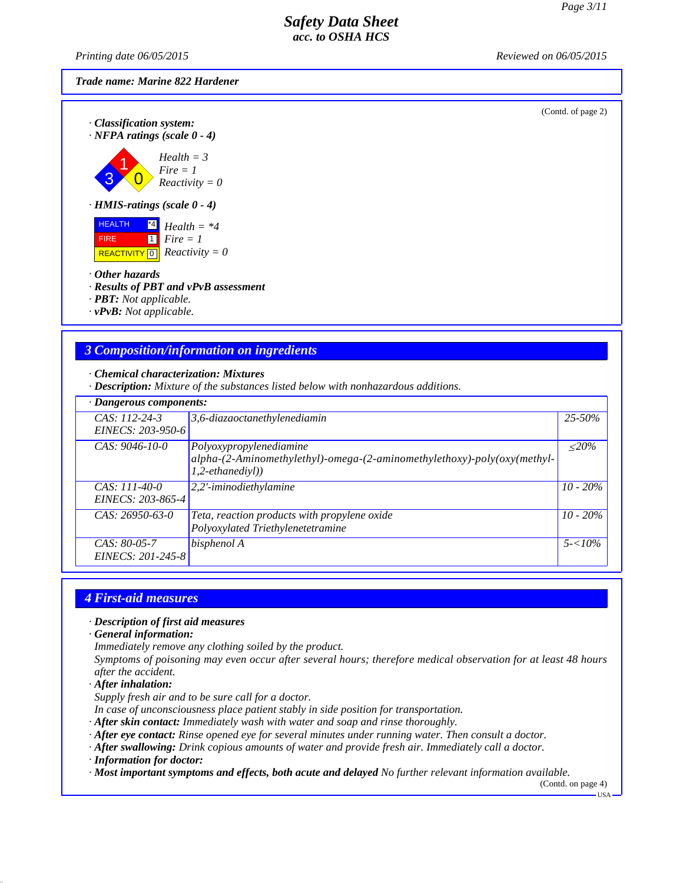**Trade name: Marine 822 Hardener**

(Contd. of page 2)

· **Classification system:**
· **NFPA ratings (scale 0 - 4)**

*Health = 3*
*Fire = 1*
*Reactivity = 0*

· **HMIS-ratings (scale 0 - 4)**

| | | |
|---|---|---|
| HEALTH | *4 | *Health = \*4* |
| FIRE | 1 | *Fire = 1* |
| REACTIVITY | 0 | *Reactivity = 0* |

· **Other hazards**
· **Results of PBT and vPvB assessment**
· **PBT:** Not applicable.
· **vPvB:** Not applicable.

## 3 Composition/information on ingredients

· **Chemical characterization: Mixtures**
· **Description:** Mixture of the substances listed below with nonhazardous additions.

| · Dangerous components: | | |
|---|---|---|
| CAS: 112-24-3<br>EINECS: 203-950-6 | 3,6-diazaoctanethylenediamin | 25-50% |
| CAS: 9046-10-0 | Polyoxypropylenediamine<br>alpha-(2-Aminomethylethyl)-omega-(2-aminomethylethoxy)-poly(oxy(methyl-1,2-ethanediyl)) | ≤20% |
| CAS: 111-40-0<br>EINECS: 203-865-4 | 2,2'-iminodiethylamine | 10 - 20% |
| CAS: 26950-63-0 | Teta, reaction products with propylene oxide<br>Polyoxylated Triethylenetetramine | 10 - 20% |
| CAS: 80-05-7<br>EINECS: 201-245-8 | bisphenol A | 5-<10% |

## 4 First-aid measures

· **Description of first aid measures**
· **General information:**
Immediately remove any clothing soiled by the product.
Symptoms of poisoning may even occur after several hours; therefore medical observation for at least 48 hours after the accident.
· **After inhalation:**
Supply fresh air and to be sure call for a doctor.
In case of unconsciousness place patient stably in side position for transportation.
· **After skin contact:** Immediately wash with water and soap and rinse thoroughly.
· **After eye contact:** Rinse opened eye for several minutes under running water. Then consult a doctor.
· **After swallowing:** Drink copious amounts of water and provide fresh air. Immediately call a doctor.
· **Information for doctor:**
· **Most important symptoms and effects, both acute and delayed** No further relevant information available.

(Contd. on page 4)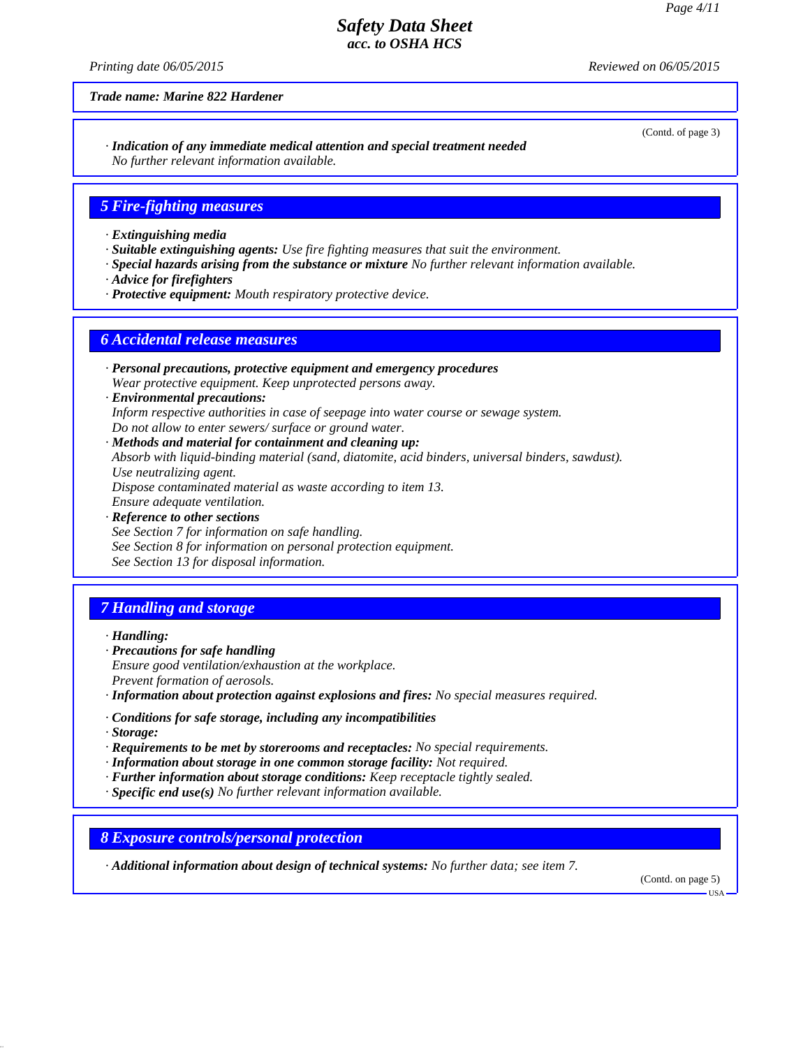*Trade name: Marine 822 Hardener*

(Contd. of page 3)

· ***Indication of any immediate medical attention and special treatment needed***
*No further relevant information available.*

## *5 Fire-fighting measures*

· ***Extinguishing media***
· ***Suitable extinguishing agents:*** *Use fire fighting measures that suit the environment.*
· ***Special hazards arising from the substance or mixture*** *No further relevant information available.*
· ***Advice for firefighters***
· ***Protective equipment:*** *Mouth respiratory protective device.*

## *6 Accidental release measures*

· ***Personal precautions, protective equipment and emergency procedures***
*Wear protective equipment. Keep unprotected persons away.*
· ***Environmental precautions:***
*Inform respective authorities in case of seepage into water course or sewage system.*
*Do not allow to enter sewers/ surface or ground water.*
· ***Methods and material for containment and cleaning up:***
*Absorb with liquid-binding material (sand, diatomite, acid binders, universal binders, sawdust).*
*Use neutralizing agent.*
*Dispose contaminated material as waste according to item 13.*
*Ensure adequate ventilation.*
· ***Reference to other sections***
*See Section 7 for information on safe handling.*
*See Section 8 for information on personal protection equipment.*
*See Section 13 for disposal information.*

## *7 Handling and storage*

· ***Handling:***
· ***Precautions for safe handling***
*Ensure good ventilation/exhaustion at the workplace.*
*Prevent formation of aerosols.*
· ***Information about protection against explosions and fires:*** *No special measures required.*

· ***Conditions for safe storage, including any incompatibilities***
· ***Storage:***
· ***Requirements to be met by storerooms and receptacles:*** *No special requirements.*
· ***Information about storage in one common storage facility:*** *Not required.*
· ***Further information about storage conditions:*** *Keep receptacle tightly sealed.*
· ***Specific end use(s)*** *No further relevant information available.*

## *8 Exposure controls/personal protection*

· ***Additional information about design of technical systems:*** *No further data; see item 7.*

(Contd. on page 5)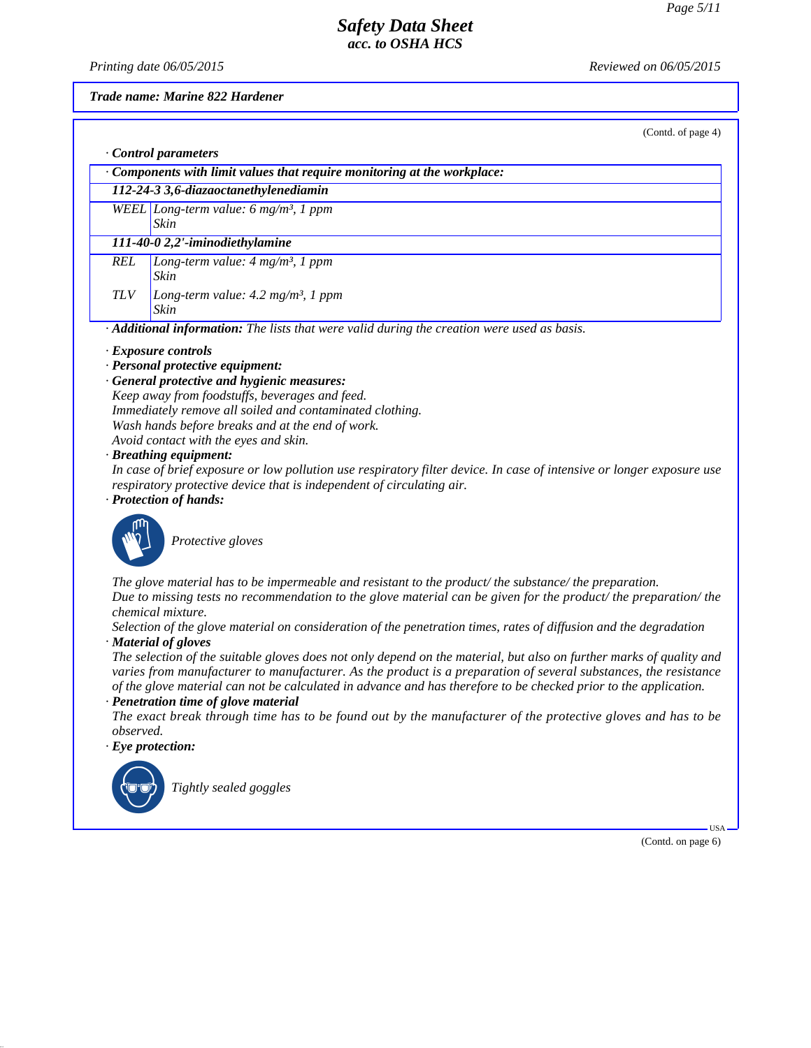**Trade name: Marine 822 Hardener**

(Contd. of page 4)

· **Control parameters**

| · Components with limit values that require monitoring at the workplace: | |
|---|---|
| **112-24-3 3,6-diazaoctanethylenediamin** | |
| WEEL | Long-term value: 6 mg/m³, 1 ppm<br>Skin |
| **111-40-0 2,2'-iminodiethylamine** | |
| REL | Long-term value: 4 mg/m³, 1 ppm<br>Skin |
| TLV | Long-term value: 4.2 mg/m³, 1 ppm<br>Skin |

· **Additional information:** The lists that were valid during the creation were used as basis.

· **Exposure controls**

· **Personal protective equipment:**

· **General protective and hygienic measures:**

Keep away from foodstuffs, beverages and feed.
Immediately remove all soiled and contaminated clothing.
Wash hands before breaks and at the end of work.
Avoid contact with the eyes and skin.

· **Breathing equipment:**

In case of brief exposure or low pollution use respiratory filter device. In case of intensive or longer exposure use respiratory protective device that is independent of circulating air.

· **Protection of hands:**

Protective gloves

The glove material has to be impermeable and resistant to the product/ the substance/ the preparation.
Due to missing tests no recommendation to the glove material can be given for the product/ the preparation/ the chemical mixture.
Selection of the glove material on consideration of the penetration times, rates of diffusion and the degradation

· **Material of gloves**

The selection of the suitable gloves does not only depend on the material, but also on further marks of quality and varies from manufacturer to manufacturer. As the product is a preparation of several substances, the resistance of the glove material can not be calculated in advance and has therefore to be checked prior to the application.

· **Penetration time of glove material**

The exact break through time has to be found out by the manufacturer of the protective gloves and has to be observed.

· **Eye protection:**

Tightly sealed goggles

(Contd. on page 6)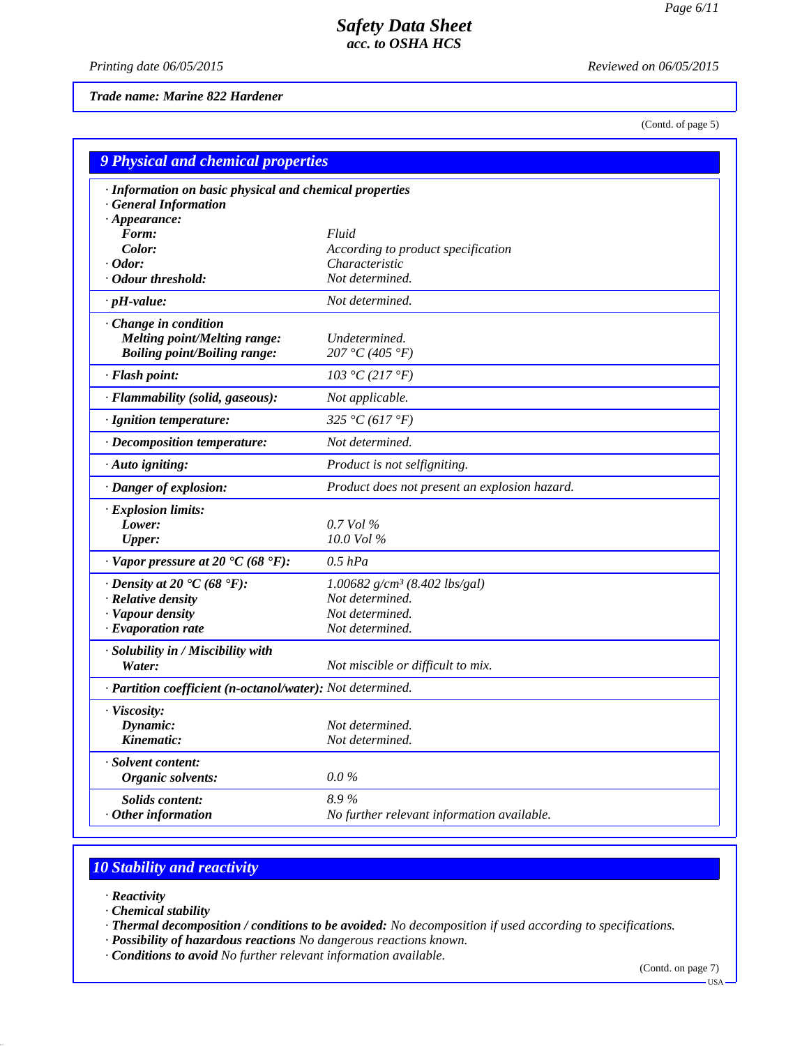Trade name: Marine 822 Hardener

(Contd. of page 5)

## 9 Physical and chemical properties

| Property | Value |
|---|---|
| · **Information on basic physical and chemical properties** | |
| · **General Information** | |
| · **Appearance:** | |
| **Form:** | Fluid |
| **Color:** | According to product specification |
| · **Odor:** | Characteristic |
| · **Odour threshold:** | Not determined. |
| · **pH-value:** | Not determined. |
| · **Change in condition** | |
| **Melting point/Melting range:** | Undetermined. |
| **Boiling point/Boiling range:** | 207 °C (405 °F) |
| · **Flash point:** | 103 °C (217 °F) |
| · **Flammability (solid, gaseous):** | Not applicable. |
| · **Ignition temperature:** | 325 °C (617 °F) |
| · **Decomposition temperature:** | Not determined. |
| · **Auto igniting:** | Product is not selfigniting. |
| · **Danger of explosion:** | Product does not present an explosion hazard. |
| · **Explosion limits:** | |
| **Lower:** | 0.7 Vol % |
| **Upper:** | 10.0 Vol % |
| · **Vapor pressure at 20 °C (68 °F):** | 0.5 hPa |
| · **Density at 20 °C (68 °F):** | 1.00682 g/cm³ (8.402 lbs/gal) |
| · **Relative density** | Not determined. |
| · **Vapour density** | Not determined. |
| · **Evaporation rate** | Not determined. |
| · **Solubility in / Miscibility with** | |
| **Water:** | Not miscible or difficult to mix. |
| · **Partition coefficient (n-octanol/water):** | Not determined. |
| · **Viscosity:** | |
| **Dynamic:** | Not determined. |
| **Kinematic:** | Not determined. |
| · **Solvent content:** | |
| **Organic solvents:** | 0.0 % |
| **Solids content:** | 8.9 % |
| · **Other information** | No further relevant information available. |

## 10 Stability and reactivity

· **Reactivity**
· **Chemical stability**
· **Thermal decomposition / conditions to be avoided:** No decomposition if used according to specifications.
· **Possibility of hazardous reactions** No dangerous reactions known.
· **Conditions to avoid** No further relevant information available.

(Contd. on page 7)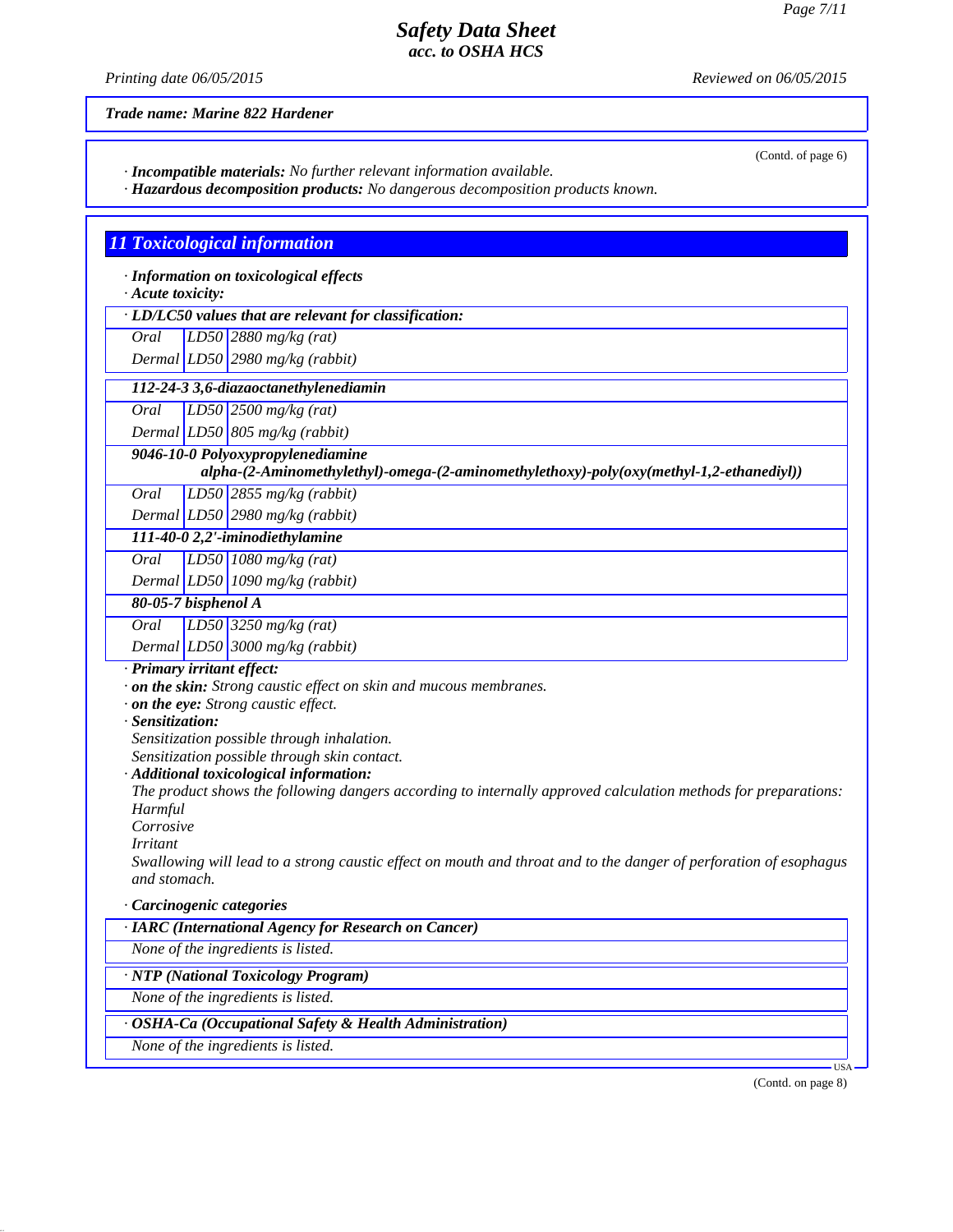Trade name: Marine 822 Hardener

(Contd. of page 6)

· **Incompatible materials:** No further relevant information available.
· **Hazardous decomposition products:** No dangerous decomposition products known.

## 11 Toxicological information

· **Information on toxicological effects**
· **Acute toxicity:**

| · LD/LC50 values that are relevant for classification: | | |
|---|---|---|
| Oral | LD50 | 2880 mg/kg (rat) |
| Dermal | LD50 | 2980 mg/kg (rabbit) |
| **112-24-3 3,6-diazaoctanethylenediamin** | | |
| Oral | LD50 | 2500 mg/kg (rat) |
| Dermal | LD50 | 805 mg/kg (rabbit) |
| **9046-10-0 Polyoxypropylenediamine alpha-(2-Aminomethylethyl)-omega-(2-aminomethylethoxy)-poly(oxy(methyl-1,2-ethanediyl))** | | |
| Oral | LD50 | 2855 mg/kg (rabbit) |
| Dermal | LD50 | 2980 mg/kg (rabbit) |
| **111-40-0 2,2'-iminodiethylamine** | | |
| Oral | LD50 | 1080 mg/kg (rat) |
| Dermal | LD50 | 1090 mg/kg (rabbit) |
| **80-05-7 bisphenol A** | | |
| Oral | LD50 | 3250 mg/kg (rat) |
| Dermal | LD50 | 3000 mg/kg (rabbit) |

· **Primary irritant effect:**
· **on the skin:** Strong caustic effect on skin and mucous membranes.
· **on the eye:** Strong caustic effect.
· **Sensitization:**
Sensitization possible through inhalation.
Sensitization possible through skin contact.
· **Additional toxicological information:**
The product shows the following dangers according to internally approved calculation methods for preparations:
Harmful
Corrosive
Irritant
Swallowing will lead to a strong caustic effect on mouth and throat and to the danger of perforation of esophagus and stomach.

· **Carcinogenic categories**

| · IARC (International Agency for Research on Cancer) |
|---|
| None of the ingredients is listed. |

| · NTP (National Toxicology Program) |
|---|
| None of the ingredients is listed. |

| · OSHA-Ca (Occupational Safety & Health Administration) |
|---|
| None of the ingredients is listed. |

(Contd. on page 8)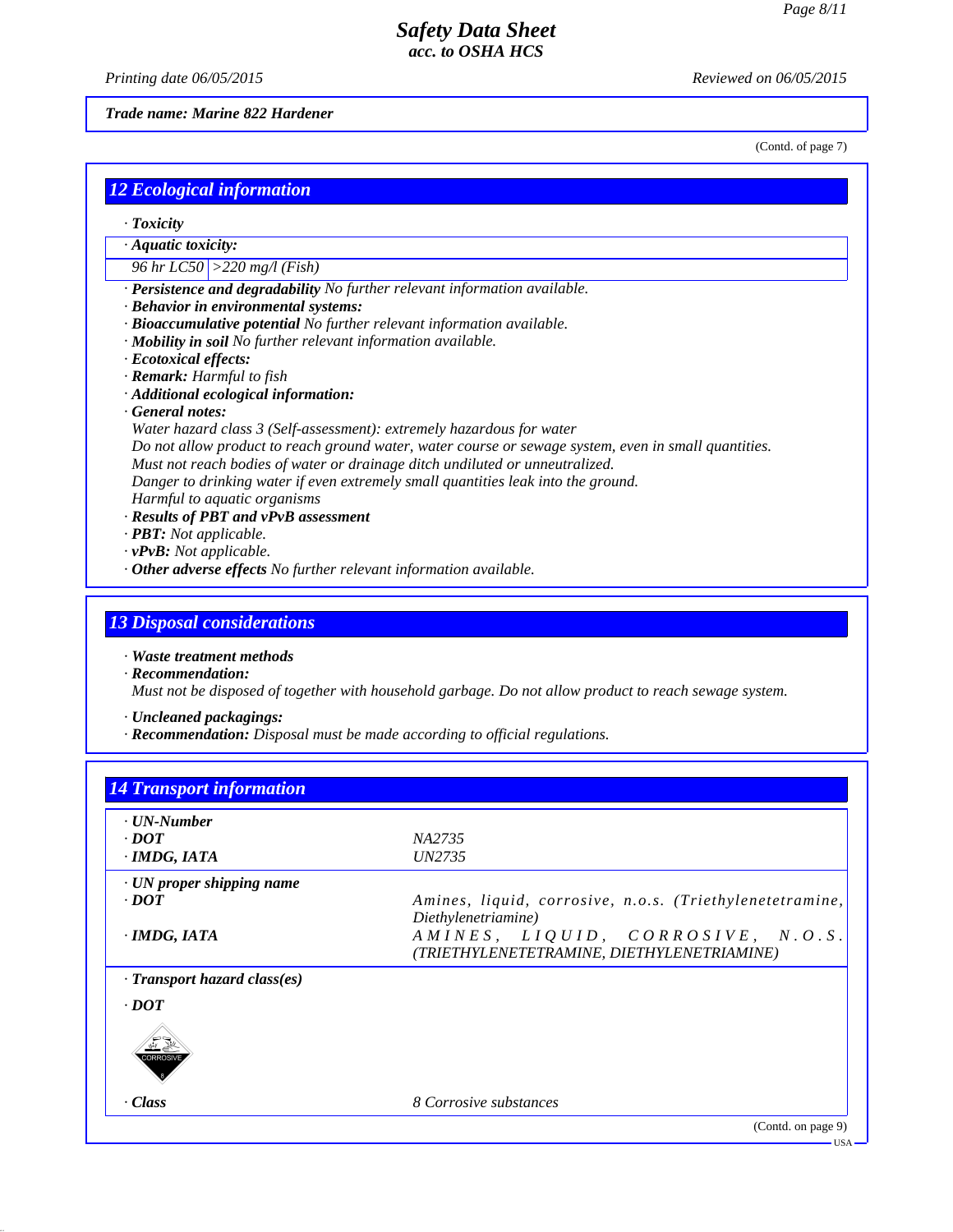*Trade name: Marine 822 Hardener*

(Contd. of page 7)

## 12 Ecological information

· **Toxicity**

| · **Aquatic toxicity:** | |
|---|---|
| 96 hr LC50 | >220 mg/l (Fish) |

· **Persistence and degradability** No further relevant information available.
· **Behavior in environmental systems:**
· **Bioaccumulative potential** No further relevant information available.
· **Mobility in soil** No further relevant information available.
· **Ecotoxical effects:**
· **Remark:** Harmful to fish
· **Additional ecological information:**
· **General notes:**
Water hazard class 3 (Self-assessment): extremely hazardous for water
Do not allow product to reach ground water, water course or sewage system, even in small quantities.
Must not reach bodies of water or drainage ditch undiluted or unneutralized.
Danger to drinking water if even extremely small quantities leak into the ground.
Harmful to aquatic organisms
· **Results of PBT and vPvB assessment**
· **PBT:** Not applicable.
· **vPvB:** Not applicable.
· **Other adverse effects** No further relevant information available.

## 13 Disposal considerations

· **Waste treatment methods**
· **Recommendation:**
Must not be disposed of together with household garbage. Do not allow product to reach sewage system.

· **Uncleaned packagings:**
· **Recommendation:** Disposal must be made according to official regulations.

## 14 Transport information

| · **UN-Number** | |
|---|---|
| · **DOT** | NA2735 |
| · **IMDG, IATA** | UN2735 |
| · **UN proper shipping name** | |
| · **DOT** | Amines, liquid, corrosive, n.o.s. (Triethylenetetramine, Diethylenetriamine) |
| · **IMDG, IATA** | AMINES, LIQUID, CORROSIVE, N.O.S. (TRIETHYLENETETRAMINE, DIETHYLENETRIAMINE) |
| · **Transport hazard class(es)** | |
| · **DOT** | |
| · **Class** | 8 Corrosive substances |

(Contd. on page 9)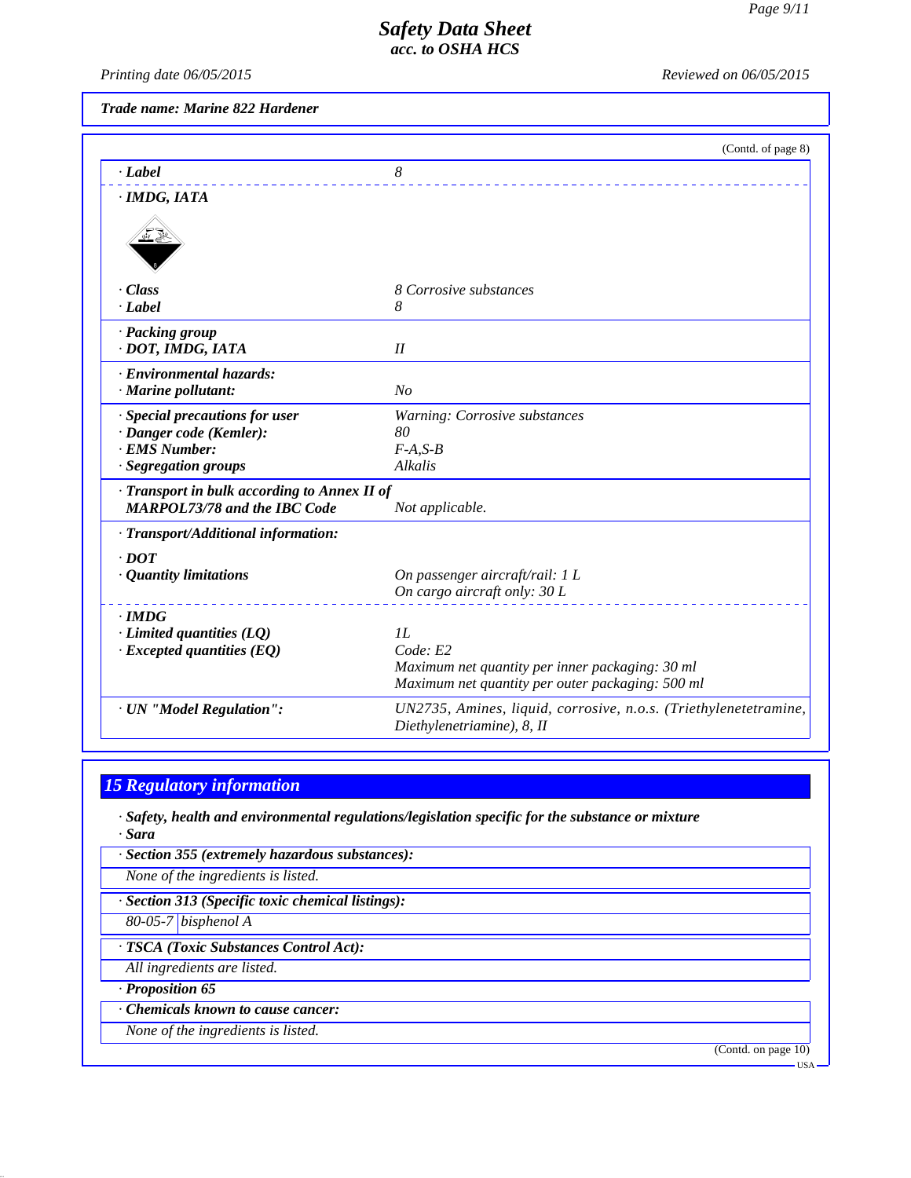Trade name: Marine 822 Hardener

(Contd. of page 8)

| | |
|---|---|
| · **Label** | 8 |
| · **IMDG, IATA** | |
| · **Class** | 8 Corrosive substances |
| · **Label** | 8 |
| · **Packing group** | |
| · **DOT, IMDG, IATA** | II |
| · **Environmental hazards:** | |
| · **Marine pollutant:** | No |
| · **Special precautions for user** | Warning: Corrosive substances |
| · **Danger code (Kemler):** | 80 |
| · **EMS Number:** | F-A,S-B |
| · **Segregation groups** | Alkalis |
| · **Transport in bulk according to Annex II of MARPOL73/78 and the IBC Code** | Not applicable. |
| · **Transport/Additional information:** | |
| · **DOT** | |
| · **Quantity limitations** | On passenger aircraft/rail: 1 L<br>On cargo aircraft only: 30 L |
| · **IMDG** | |
| · **Limited quantities (LQ)** | 1L |
| · **Excepted quantities (EQ)** | Code: E2<br>Maximum net quantity per inner packaging: 30 ml<br>Maximum net quantity per outer packaging: 500 ml |
| · **UN "Model Regulation":** | UN2735, Amines, liquid, corrosive, n.o.s. (Triethylenetetramine, Diethylenetriamine), 8, II |

## 15 Regulatory information

· **Safety, health and environmental regulations/legislation specific for the substance or mixture**

· **Sara**

· **Section 355 (extremely hazardous substances):**

None of the ingredients is listed.

· **Section 313 (Specific toxic chemical listings):**

| | |
|---|---|
| 80-05-7 | bisphenol A |

· **TSCA (Toxic Substances Control Act):**

All ingredients are listed.

· **Proposition 65**

· **Chemicals known to cause cancer:**

None of the ingredients is listed.

(Contd. on page 10)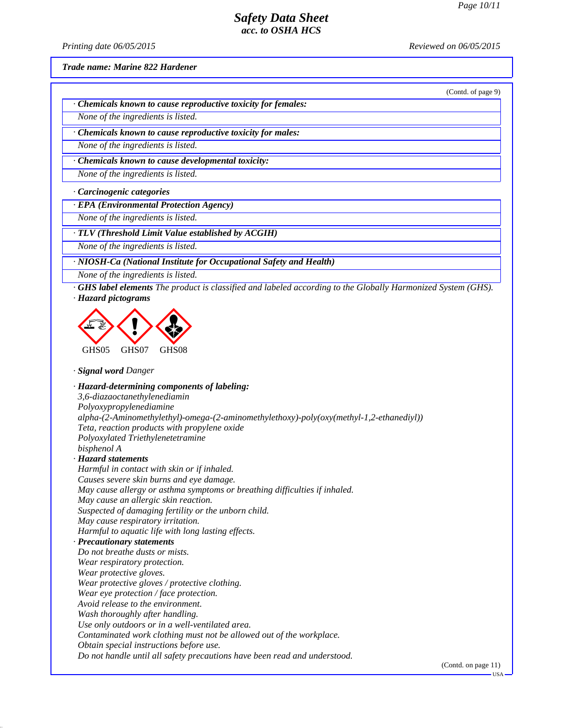*Trade name: Marine 822 Hardener*

(Contd. of page 9)

**· Chemicals known to cause reproductive toxicity for females:**

None of the ingredients is listed.

**· Chemicals known to cause reproductive toxicity for males:**

None of the ingredients is listed.

**· Chemicals known to cause developmental toxicity:**

None of the ingredients is listed.

**· Carcinogenic categories**

**· EPA (Environmental Protection Agency)**

None of the ingredients is listed.

**· TLV (Threshold Limit Value established by ACGIH)**

None of the ingredients is listed.

**· NIOSH-Ca (National Institute for Occupational Safety and Health)**

None of the ingredients is listed.

**· GHS label elements** The product is classified and labeled according to the Globally Harmonized System (GHS).

**· Hazard pictograms**

GHS05 GHS07 GHS08

**· Signal word** Danger

**· Hazard-determining components of labeling:**

3,6-diazaoctanethylenediamin
Polyoxypropylenediamine
alpha-(2-Aminomethylethyl)-omega-(2-aminomethylethoxy)-poly(oxy(methyl-1,2-ethanediyl))
Teta, reaction products with propylene oxide
Polyoxylated Triethylenetetramine
bisphenol A

**· Hazard statements**

Harmful in contact with skin or if inhaled.
Causes severe skin burns and eye damage.
May cause allergy or asthma symptoms or breathing difficulties if inhaled.
May cause an allergic skin reaction.
Suspected of damaging fertility or the unborn child.
May cause respiratory irritation.
Harmful to aquatic life with long lasting effects.

**· Precautionary statements**

Do not breathe dusts or mists.
Wear respiratory protection.
Wear protective gloves.
Wear protective gloves / protective clothing.
Wear eye protection / face protection.
Avoid release to the environment.
Wash thoroughly after handling.
Use only outdoors or in a well-ventilated area.
Contaminated work clothing must not be allowed out of the workplace.
Obtain special instructions before use.
Do not handle until all safety precautions have been read and understood.

(Contd. on page 11)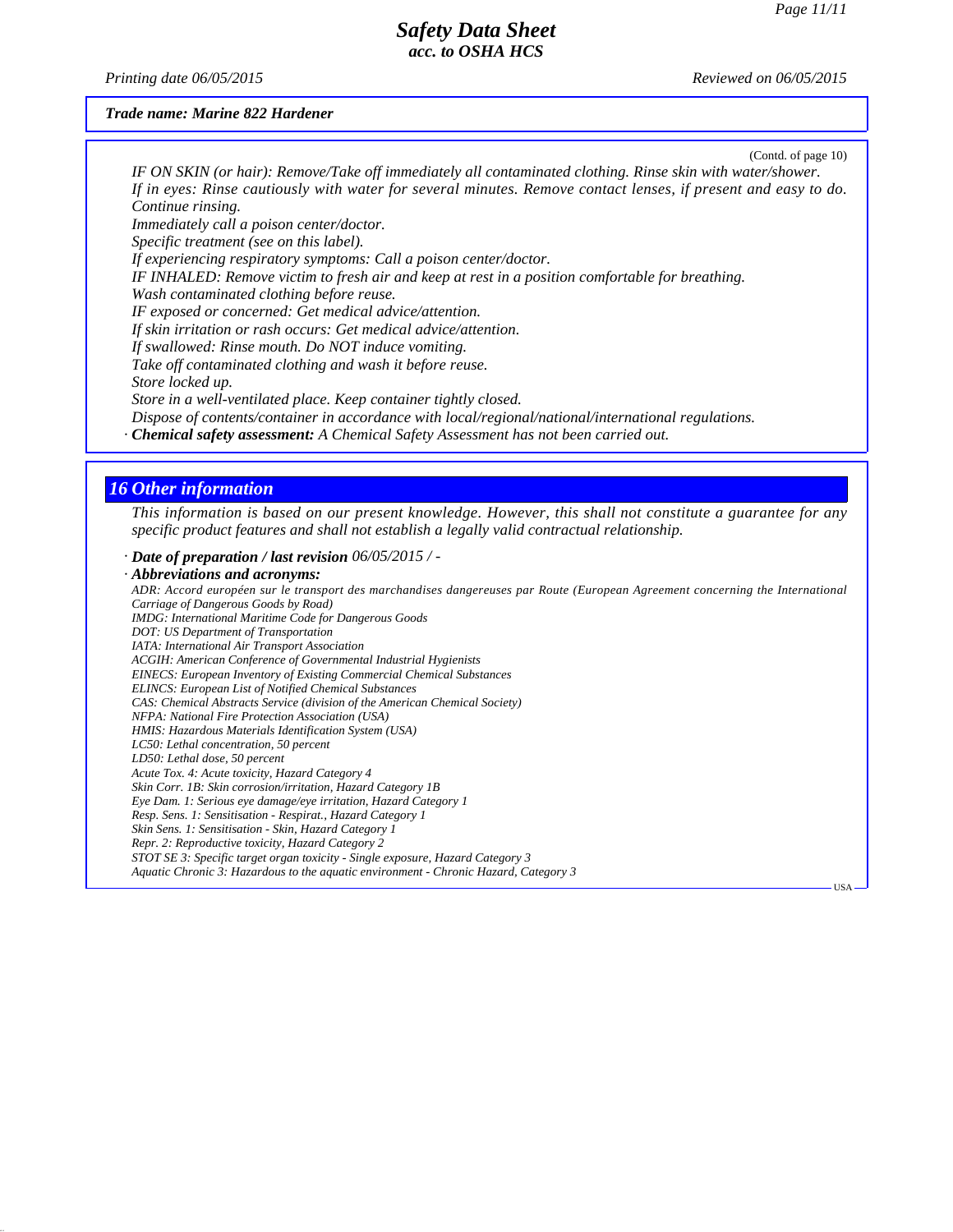**Trade name: Marine 822 Hardener**

(Contd. of page 10)

*IF ON SKIN (or hair): Remove/Take off immediately all contaminated clothing. Rinse skin with water/shower.*
*If in eyes: Rinse cautiously with water for several minutes. Remove contact lenses, if present and easy to do. Continue rinsing.*
*Immediately call a poison center/doctor.*
*Specific treatment (see on this label).*
*If experiencing respiratory symptoms: Call a poison center/doctor.*
*IF INHALED: Remove victim to fresh air and keep at rest in a position comfortable for breathing.*
*Wash contaminated clothing before reuse.*
*IF exposed or concerned: Get medical advice/attention.*
*If skin irritation or rash occurs: Get medical advice/attention.*
*If swallowed: Rinse mouth. Do NOT induce vomiting.*
*Take off contaminated clothing and wash it before reuse.*
*Store locked up.*
*Store in a well-ventilated place. Keep container tightly closed.*
*Dispose of contents/container in accordance with local/regional/national/international regulations.*

· ***Chemical safety assessment:*** *A Chemical Safety Assessment has not been carried out.*

## 16 Other information

*This information is based on our present knowledge. However, this shall not constitute a guarantee for any specific product features and shall not establish a legally valid contractual relationship.*

· ***Date of preparation / last revision*** *06/05/2015 / -*

· ***Abbreviations and acronyms:***

*ADR: Accord européen sur le transport des marchandises dangereuses par Route (European Agreement concerning the International Carriage of Dangerous Goods by Road)*
*IMDG: International Maritime Code for Dangerous Goods*
*DOT: US Department of Transportation*
*IATA: International Air Transport Association*
*ACGIH: American Conference of Governmental Industrial Hygienists*
*EINECS: European Inventory of Existing Commercial Chemical Substances*
*ELINCS: European List of Notified Chemical Substances*
*CAS: Chemical Abstracts Service (division of the American Chemical Society)*
*NFPA: National Fire Protection Association (USA)*
*HMIS: Hazardous Materials Identification System (USA)*
*LC50: Lethal concentration, 50 percent*
*LD50: Lethal dose, 50 percent*
*Acute Tox. 4: Acute toxicity, Hazard Category 4*
*Skin Corr. 1B: Skin corrosion/irritation, Hazard Category 1B*
*Eye Dam. 1: Serious eye damage/eye irritation, Hazard Category 1*
*Resp. Sens. 1: Sensitisation - Respirat., Hazard Category 1*
*Skin Sens. 1: Sensitisation - Skin, Hazard Category 1*
*Repr. 2: Reproductive toxicity, Hazard Category 2*
*STOT SE 3: Specific target organ toxicity - Single exposure, Hazard Category 3*
*Aquatic Chronic 3: Hazardous to the aquatic environment - Chronic Hazard, Category 3*